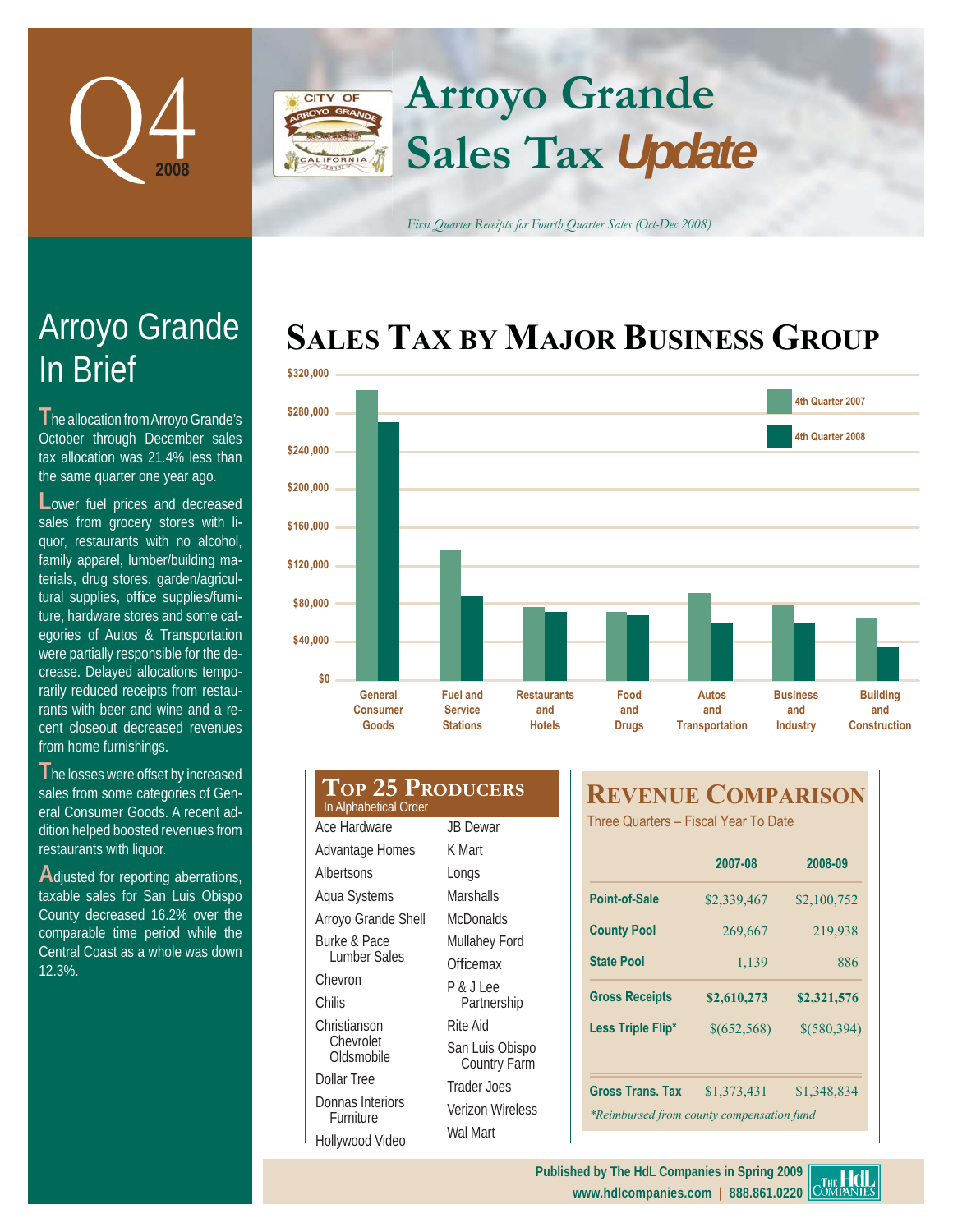# Q4 2008

# Arroyo Grande Sales Tax *Update*

*First Quarter Receipts for Fourth Quarter Sales (Oct-Dec 2008)*

## Arroyo Grande In Brief

The allocation from Arroyo Grande's October through December sales tax allocation was 21.4% less than the same quarter one year ago.

Lower fuel prices and decreased sales from grocery stores with liquor, restaurants with no alcohol, family apparel, lumber/building materials, drug stores, garden/agricultural supplies, office supplies/furniture, hardware stores and some categories of Autos & Transportation were partially responsible for the decrease. Delayed allocations temporarily reduced receipts from restaurants with beer and wine and a recent closeout decreased revenues from home furnishings.

The losses were offset by increased sales from some categories of General Consumer Goods. A recent addition helped boosted revenues from restaurants with liquor.

Adjusted for reporting aberrations, taxable sales for San Luis Obispo County decreased 16.2% over the comparable time period while the Central Coast as a whole was down 12.3%.

## Sales Tax by Major Business Group

Legend: 4th Quarter 2007; 4th Quarter 2008

Categories: General Consumer Goods; Fuel and Service Stations; Restaurants and Hotels; Food and Drugs; Autos and Transportation; Business and Industry; Building and Construction

Y-axis: $0 – $320,000

## Top 25 Producers

In Alphabetical Order

| | |
|---|---|
| Ace Hardware | JB Dewar |
| Advantage Homes | K Mart |
| Albertsons | Longs |
| Aqua Systems | Marshalls |
| Arroyo Grande Shell | McDonalds |
| Burke & Pace Lumber Sales | Mullahey Ford |
| Chevron | Officemax |
| Chilis | P & J Lee Partnership |
| Christianson Chevrolet Oldsmobile | Rite Aid |
| Dollar Tree | San Luis Obispo Country Farm |
| Donnas Interiors Furniture | Trader Joes |
| Hollywood Video | Verizon Wireless |
| | Wal Mart |

## Revenue Comparison

Three Quarters – Fiscal Year To Date

| | 2007-08 | 2008-09 |
|---|---|---|
| Point-of-Sale | $2,339,467 | $2,100,752 |
| County Pool | 269,667 | 219,938 |
| State Pool | 1,139 | 886 |
| **Gross Receipts** | **$2,610,273** | **$2,321,576** |
| Less Triple Flip* | $(652,568) | $(580,394) |
| Gross Trans. Tax | $1,373,431 | $1,348,834 |

*\*Reimbursed from county compensation fund*

Published by The HdL Companies in Spring 2009
www.hdlcompanies.com | 888.861.0220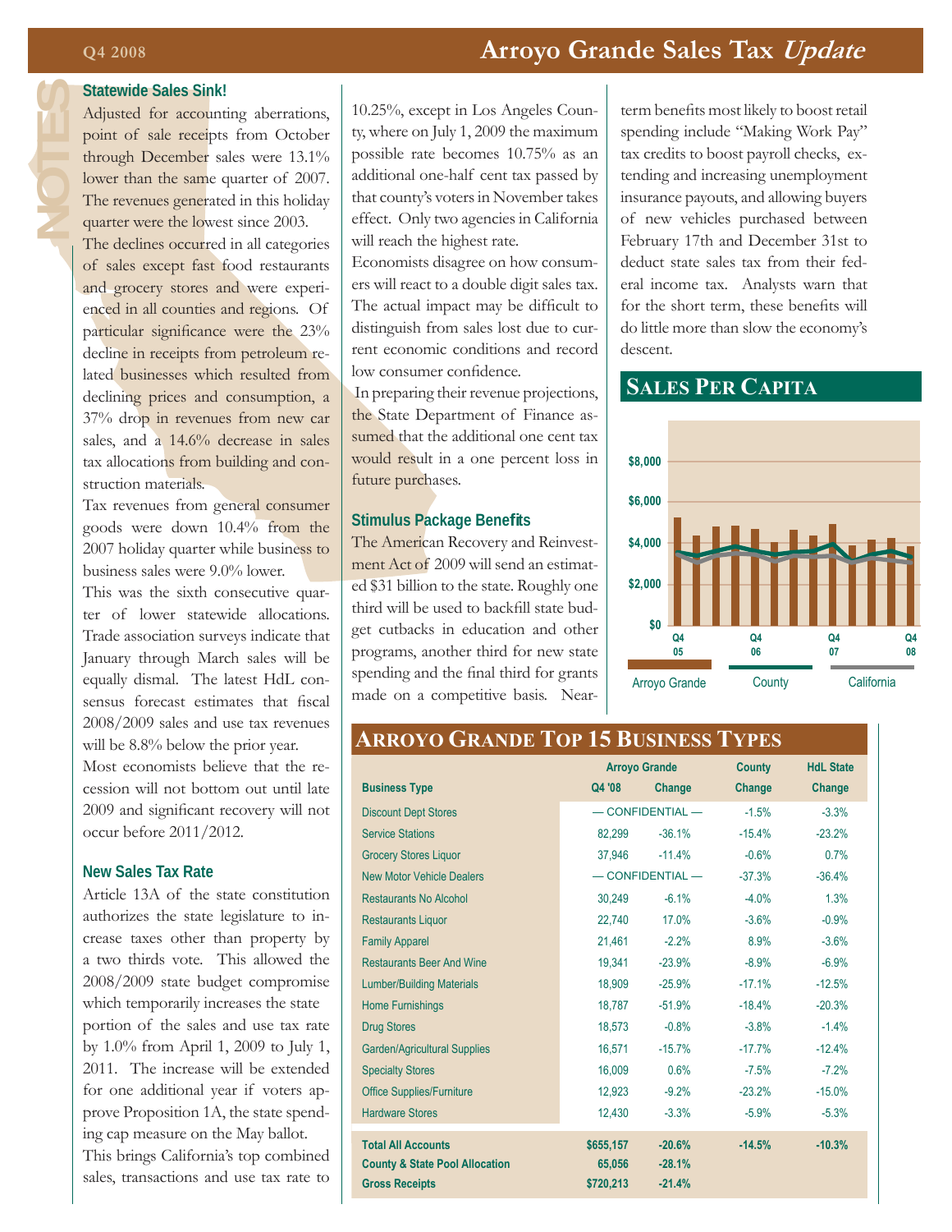## NOTES

### Statewide Sales Sink!

Adjusted for accounting aberrations, point of sale receipts from October through December sales were 13.1% lower than the same quarter of 2007. The revenues generated in this holiday quarter were the lowest since 2003.

The declines occurred in all categories of sales except fast food restaurants and grocery stores and were experienced in all counties and regions. Of particular significance were the 23% decline in receipts from petroleum related businesses which resulted from declining prices and consumption, a 37% drop in revenues from new car sales, and a 14.6% decrease in sales tax allocations from building and construction materials.

Tax revenues from general consumer goods were down 10.4% from the 2007 holiday quarter while business to business sales were 9.0% lower.

This was the sixth consecutive quarter of lower statewide allocations. Trade association surveys indicate that January through March sales will be equally dismal. The latest HdL consensus forecast estimates that fiscal 2008/2009 sales and use tax revenues will be 8.8% below the prior year.

Most economists believe that the recession will not bottom out until late 2009 and significant recovery will not occur before 2011/2012.

### New Sales Tax Rate

Article 13A of the state constitution authorizes the state legislature to increase taxes other than property by a two thirds vote. This allowed the 2008/2009 state budget compromise which temporarily increases the state portion of the sales and use tax rate by 1.0% from April 1, 2009 to July 1, 2011. The increase will be extended for one additional year if voters approve Proposition 1A, the state spending cap measure on the May ballot.

This brings California's top combined sales, transactions and use tax rate to 10.25%, except in Los Angeles County, where on July 1, 2009 the maximum possible rate becomes 10.75% as an additional one-half cent tax passed by that county's voters in November takes effect. Only two agencies in California will reach the highest rate.

Economists disagree on how consumers will react to a double digit sales tax. The actual impact may be difficult to distinguish from sales lost due to current economic conditions and record low consumer confidence.

In preparing their revenue projections, the State Department of Finance assumed that the additional one cent tax would result in a one percent loss in future purchases.

### Stimulus Package Benefits

The American Recovery and Reinvestment Act of 2009 will send an estimated $31 billion to the state. Roughly one third will be used to backfill state budget cutbacks in education and other programs, another third for new state spending and the final third for grants made on a competitive basis. Near-term benefits most likely to boost retail spending include "Making Work Pay" tax credits to boost payroll checks, extending and increasing unemployment insurance payouts, and allowing buyers of new vehicles purchased between February 17th and December 31st to deduct state sales tax from their federal income tax. Analysts warn that for the short term, these benefits will do little more than slow the economy's descent.

## Sales Per Capita

(Chart: Arroyo Grande, County, California; $0–$8,000; Q4 05, Q4 06, Q4 07, Q4 08)

## Arroyo Grande Top 15 Business Types

| Business Type | Arroyo Grande Q4 '08 | Arroyo Grande Change | County Change | HdL State Change |
|---|---|---|---|---|
| Discount Dept Stores | — CONFIDENTIAL — | | -1.5% | -3.3% |
| Service Stations | 82,299 | -36.1% | -15.4% | -23.2% |
| Grocery Stores Liquor | 37,946 | -11.4% | -0.6% | 0.7% |
| New Motor Vehicle Dealers | — CONFIDENTIAL — | | -37.3% | -36.4% |
| Restaurants No Alcohol | 30,249 | -6.1% | -4.0% | 1.3% |
| Restaurants Liquor | 22,740 | 17.0% | -3.6% | -0.9% |
| Family Apparel | 21,461 | -2.2% | 8.9% | -3.6% |
| Restaurants Beer And Wine | 19,341 | -23.9% | -8.9% | -6.9% |
| Lumber/Building Materials | 18,909 | -25.9% | -17.1% | -12.5% |
| Home Furnishings | 18,787 | -51.9% | -18.4% | -20.3% |
| Drug Stores | 18,573 | -0.8% | -3.8% | -1.4% |
| Garden/Agricultural Supplies | 16,571 | -15.7% | -17.7% | -12.4% |
| Specialty Stores | 16,009 | 0.6% | -7.5% | -7.2% |
| Office Supplies/Furniture | 12,923 | -9.2% | -23.2% | -15.0% |
| Hardware Stores | 12,430 | -3.3% | -5.9% | -5.3% |
| **Total All Accounts** | **$655,157** | **-20.6%** | **-14.5%** | **-10.3%** |
| **County & State Pool Allocation** | **65,056** | **-28.1%** | | |
| **Gross Receipts** | **$720,213** | **-21.4%** | | |